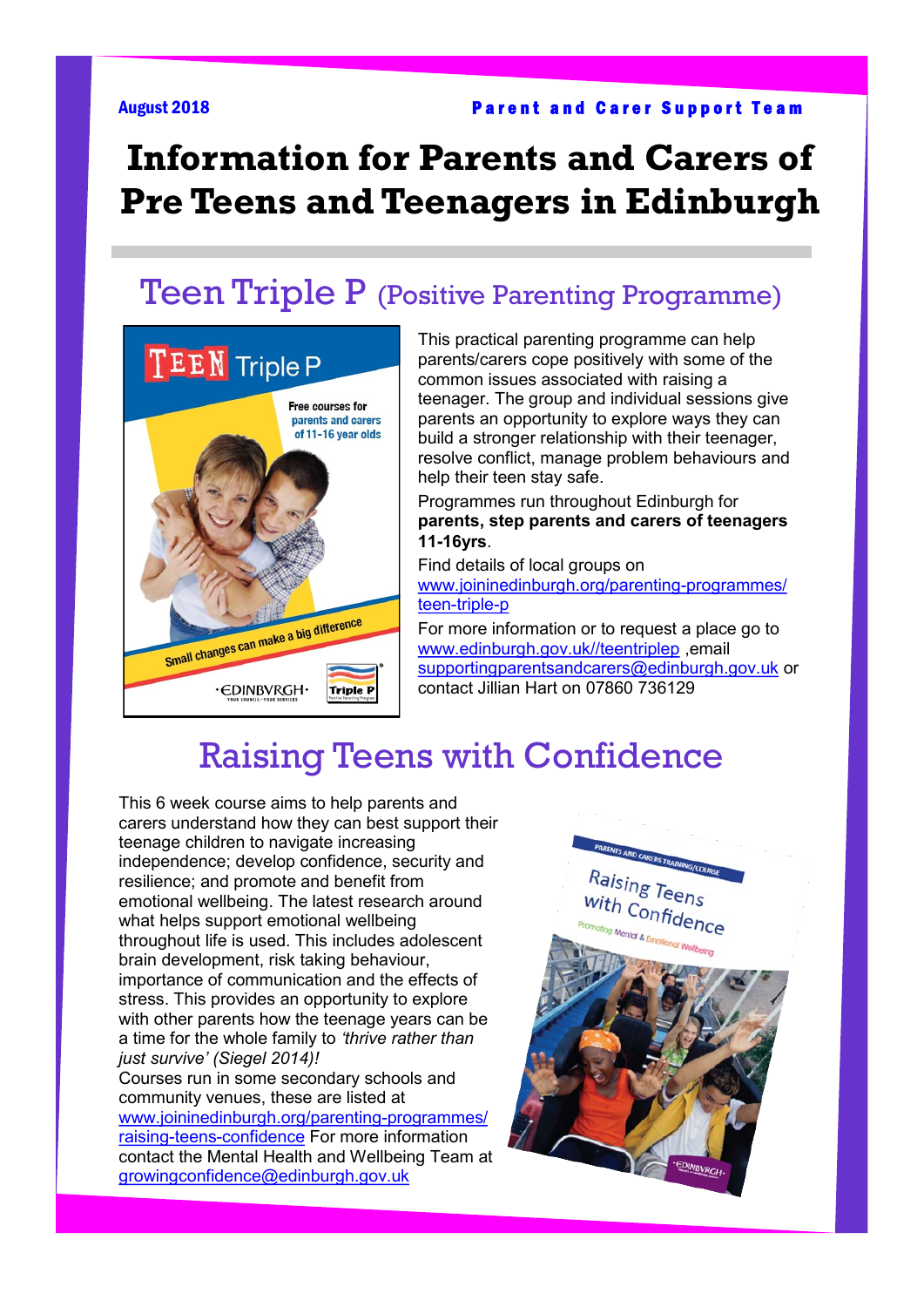August 2018

**Parent and Carer Support Team**

# Information for Parents and Carers of Pre Teens and Teenagers in Edinburgh

## Teen Triple P (Positive Parenting Programme)

This practical parenting programme can help parents/carers cope positively with some of the common issues associated with raising a teenager. The group and individual sessions give parents an opportunity to explore ways they can build a stronger relationship with their teenager, resolve conflict, manage problem behaviours and help their teen stay safe.

Programmes run throughout Edinburgh for **parents, step parents and carers of teenagers 11-16yrs**.

Find details of local groups on www.joininedinburgh.org/parenting-programmes/teen-triple-p

For more information or to request a place go to www.edinburgh.gov.uk//teentriplep ,email supportingparentsandcarers@edinburgh.gov.uk or contact Jillian Hart on 07860 736129

## Raising Teens with Confidence

This 6 week course aims to help parents and carers understand how they can best support their teenage children to navigate increasing independence; develop confidence, security and resilience; and promote and benefit from emotional wellbeing. The latest research around what helps support emotional wellbeing throughout life is used. This includes adolescent brain development, risk taking behaviour, importance of communication and the effects of stress. This provides an opportunity to explore with other parents how the teenage years can be a time for the whole family to *'thrive rather than just survive' (Siegel 2014)!*

Courses run in some secondary schools and community venues, these are listed at www.joininedinburgh.org/parenting-programmes/raising-teens-confidence For more information contact the Mental Health and Wellbeing Team at growingconfidence@edinburgh.gov.uk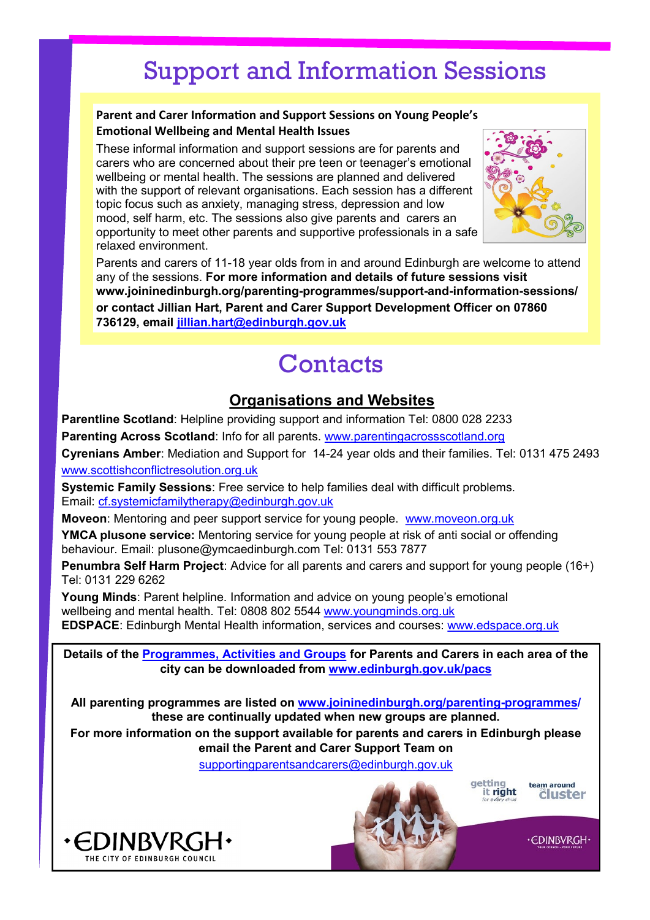# Support and Information Sessions

**Parent and Carer Information and Support Sessions on Young People's Emotional Wellbeing and Mental Health Issues**

These informal information and support sessions are for parents and carers who are concerned about their pre teen or teenager's emotional wellbeing or mental health. The sessions are planned and delivered with the support of relevant organisations. Each session has a different topic focus such as anxiety, managing stress, depression and low mood, self harm, etc. The sessions also give parents and carers an opportunity to meet other parents and supportive professionals in a safe relaxed environment.

Parents and carers of 11-18 year olds from in and around Edinburgh are welcome to attend any of the sessions. **For more information and details of future sessions visit www.joininedinburgh.org/parenting-programmes/support-and-information-sessions/ or contact Jillian Hart, Parent and Carer Support Development Officer on 07860 736129, email jillian.hart@edinburgh.gov.uk**

# Contacts

## Organisations and Websites

**Parentline Scotland**: Helpline providing support and information Tel: 0800 028 2233

**Parenting Across Scotland**: Info for all parents. www.parentingacrossscotland.org

**Cyrenians Amber**: Mediation and Support for 14-24 year olds and their families. Tel: 0131 475 2493 www.scottishconflictresolution.org.uk

**Systemic Family Sessions**: Free service to help families deal with difficult problems. Email: cf.systemicfamilytherapy@edinburgh.gov.uk

**Moveon**: Mentoring and peer support service for young people. www.moveon.org.uk

**YMCA plusone service:** Mentoring service for young people at risk of anti social or offending behaviour. Email: plusone@ymcaedinburgh.com Tel: 0131 553 7877

**Penumbra Self Harm Project**: Advice for all parents and carers and support for young people (16+) Tel: 0131 229 6262

**Young Minds**: Parent helpline. Information and advice on young people's emotional wellbeing and mental health. Tel: 0808 802 5544 www.youngminds.org.uk

**EDSPACE**: Edinburgh Mental Health information, services and courses: www.edspace.org.uk

**Details of the Programmes, Activities and Groups for Parents and Carers in each area of the city can be downloaded from www.edinburgh.gov.uk/pacs**

**All parenting programmes are listed on www.joininedinburgh.org/parenting-programmes/ these are continually updated when new groups are planned.**

**For more information on the support available for parents and carers in Edinburgh please email the Parent and Carer Support Team on**

supportingparentsandcarers@edinburgh.gov.uk

getting it right for every child

team around the cluster

EDINBVRGH THE CITY OF EDINBURGH COUNCIL